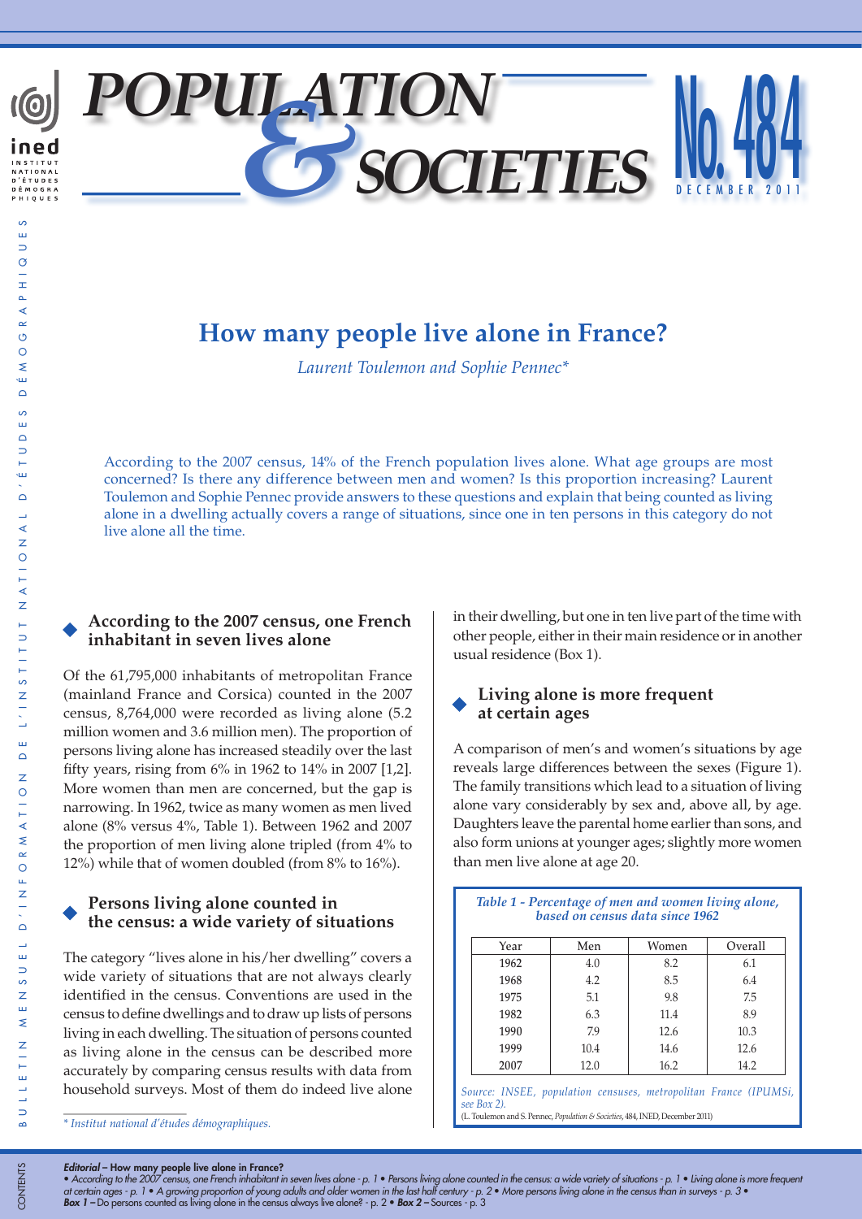# POPULATION & SOCIETIES

No. 484 DECEMBER 2011

## How many people live alone in France?

*Laurent Toulemon and Sophie Pennec**

According to the 2007 census, 14% of the French population lives alone. What age groups are most concerned? Is there any difference between men and women? Is this proportion increasing? Laurent Toulemon and Sophie Pennec provide answers to these questions and explain that being counted as living alone in a dwelling actually covers a range of situations, since one in ten persons in this category do not live alone all the time.

### According to the 2007 census, one French inhabitant in seven lives alone

Of the 61,795,000 inhabitants of metropolitan France (mainland France and Corsica) counted in the 2007 census, 8,764,000 were recorded as living alone (5.2 million women and 3.6 million men). The proportion of persons living alone has increased steadily over the last fifty years, rising from 6% in 1962 to 14% in 2007 [1,2]. More women than men are concerned, but the gap is narrowing. In 1962, twice as many women as men lived alone (8% versus 4%, Table 1). Between 1962 and 2007 the proportion of men living alone tripled (from 4% to 12%) while that of women doubled (from 8% to 16%).

### Persons living alone counted in the census: a wide variety of situations

The category "lives alone in his/her dwelling" covers a wide variety of situations that are not always clearly identified in the census. Conventions are used in the census to define dwellings and to draw up lists of persons living in each dwelling. The situation of persons counted as living alone in the census can be described more accurately by comparing census results with data from household surveys. Most of them do indeed live alone in their dwelling, but one in ten live part of the time with other people, either in their main residence or in another usual residence (Box 1).

### Living alone is more frequent at certain ages

A comparison of men's and women's situations by age reveals large differences between the sexes (Figure 1). The family transitions which lead to a situation of living alone vary considerably by sex and, above all, by age. Daughters leave the parental home earlier than sons, and also form unions at younger ages; slightly more women than men live alone at age 20.

*Table 1 - Percentage of men and women living alone, based on census data since 1962*

| Year | Men | Women | Overall |
|---|---|---|---|
| 1962 | 4.0 | 8.2 | 6.1 |
| 1968 | 4.2 | 8.5 | 6.4 |
| 1975 | 5.1 | 9.8 | 7.5 |
| 1982 | 6.3 | 11.4 | 8.9 |
| 1990 | 7.9 | 12.6 | 10.3 |
| 1999 | 10.4 | 14.6 | 12.6 |
| 2007 | 12.0 | 16.2 | 14.2 |

*Source: INSEE, population censuses, metropolitan France (IPUMSi, see Box 2).*
(L. Toulemon and S. Pennec, *Population & Societies*, 484, INED, December 2011)

\* *Institut national d'études démographiques.*

**CONTENTS**

***Editorial* – How many people live alone in France?**
*• According to the 2007 census, one French inhabitant in seven lives alone - p. 1 • Persons living alone counted in the census: a wide variety of situations - p. 1 • Living alone is more frequent at certain ages - p. 1 • A growing proportion of young adults and older women in the last half century - p. 2 • More persons living alone in the census than in surveys - p. 3 •*
***Box 1 –*** Do persons counted as living alone in the census always live alone? - p. 2 • ***Box 2 –*** Sources - p. 3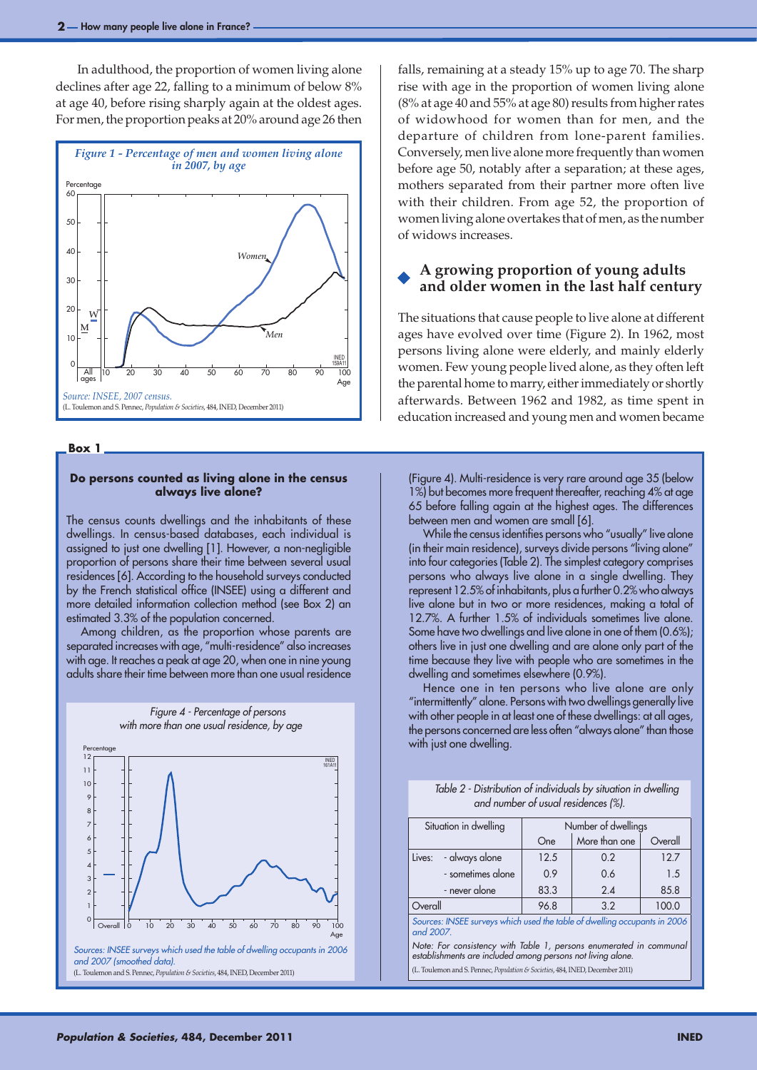In adulthood, the proportion of women living alone declines after age 22, falling to a minimum of below 8% at age 40, before rising sharply again at the oldest ages. For men, the proportion peaks at 20% around age 26 then falls, remaining at a steady 15% up to age 70. The sharp rise with age in the proportion of women living alone (8% at age 40 and 55% at age 80) results from higher rates of widowhood for women than for men, and the departure of children from lone-parent families. Conversely, men live alone more frequently than women before age 50, notably after a separation; at these ages, mothers separated from their partner more often live with their children. From age 52, the proportion of women living alone overtakes that of men, as the number of widows increases.

*Figure 1 - Percentage of men and women living alone in 2007, by age*

*Source: INSEE, 2007 census.*

(L. Toulemon and S. Pennec, *Population & Societies*, 484, INED, December 2011)

## A growing proportion of young adults and older women in the last half century

The situations that cause people to live alone at different ages have evolved over time (Figure 2). In 1962, most persons living alone were elderly, and mainly elderly women. Few young people lived alone, as they often left the parental home to marry, either immediately or shortly afterwards. Between 1962 and 1982, as time spent in education increased and young men and women became

---

**Box 1**

**Do persons counted as living alone in the census always live alone?**

The census counts dwellings and the inhabitants of these dwellings. In census-based databases, each individual is assigned to just one dwelling [1]. However, a non-negligible proportion of persons share their time between several usual residences [6]. According to the household surveys conducted by the French statistical office (INSEE) using a different and more detailed information collection method (see Box 2) an estimated 3.3% of the population concerned.

Among children, as the proportion whose parents are separated increases with age, "multi-residence" also increases with age. It reaches a peak at age 20, when one in nine young adults share their time between more than one usual residence (Figure 4). Multi-residence is very rare around age 35 (below 1%) but becomes more frequent thereafter, reaching 4% at age 65 before falling again at the highest ages. The differences between men and women are small [6].

While the census identifies persons who "usually" live alone (in their main residence), surveys divide persons "living alone" into four categories (Table 2). The simplest category comprises persons who always live alone in a single dwelling. They represent 12.5% of inhabitants, plus a further 0.2% who always live alone but in two or more residences, making a total of 12.7%. A further 1.5% of individuals sometimes live alone. Some have two dwellings and live alone in one of them (0.6%); others live in just one dwelling and are alone only part of the time because they live with people who are sometimes in the dwelling and sometimes elsewhere (0.9%).

Hence one in ten persons who live alone are only "intermittently" alone. Persons with two dwellings generally live with other people in at least one of these dwellings: at all ages, the persons concerned are less often "always alone" than those with just one dwelling.

*Figure 4 - Percentage of persons with more than one usual residence, by age*

*Sources: INSEE surveys which used the table of dwelling occupants in 2006 and 2007 (smoothed data).*

(L. Toulemon and S. Pennec, *Population & Societies*, 484, INED, December 2011)

*Table 2 - Distribution of individuals by situation in dwelling and number of usual residences (%).*

| Situation in dwelling | Number of dwellings | | |
|---|---|---|---|
| | One | More than one | Overall |
| Lives: - always alone | 12.5 | 0.2 | 12.7 |
| - sometimes alone | 0.9 | 0.6 | 1.5 |
| - never alone | 83.3 | 2.4 | 85.8 |
| Overall | 96.8 | 3.2 | 100.0 |

*Sources: INSEE surveys which used the table of dwelling occupants in 2006 and 2007.*

*Note: For consistency with Table 1, persons enumerated in communal establishments are included among persons not living alone.*

(L. Toulemon and S. Pennec, *Population & Societies*, 484, INED, December 2011)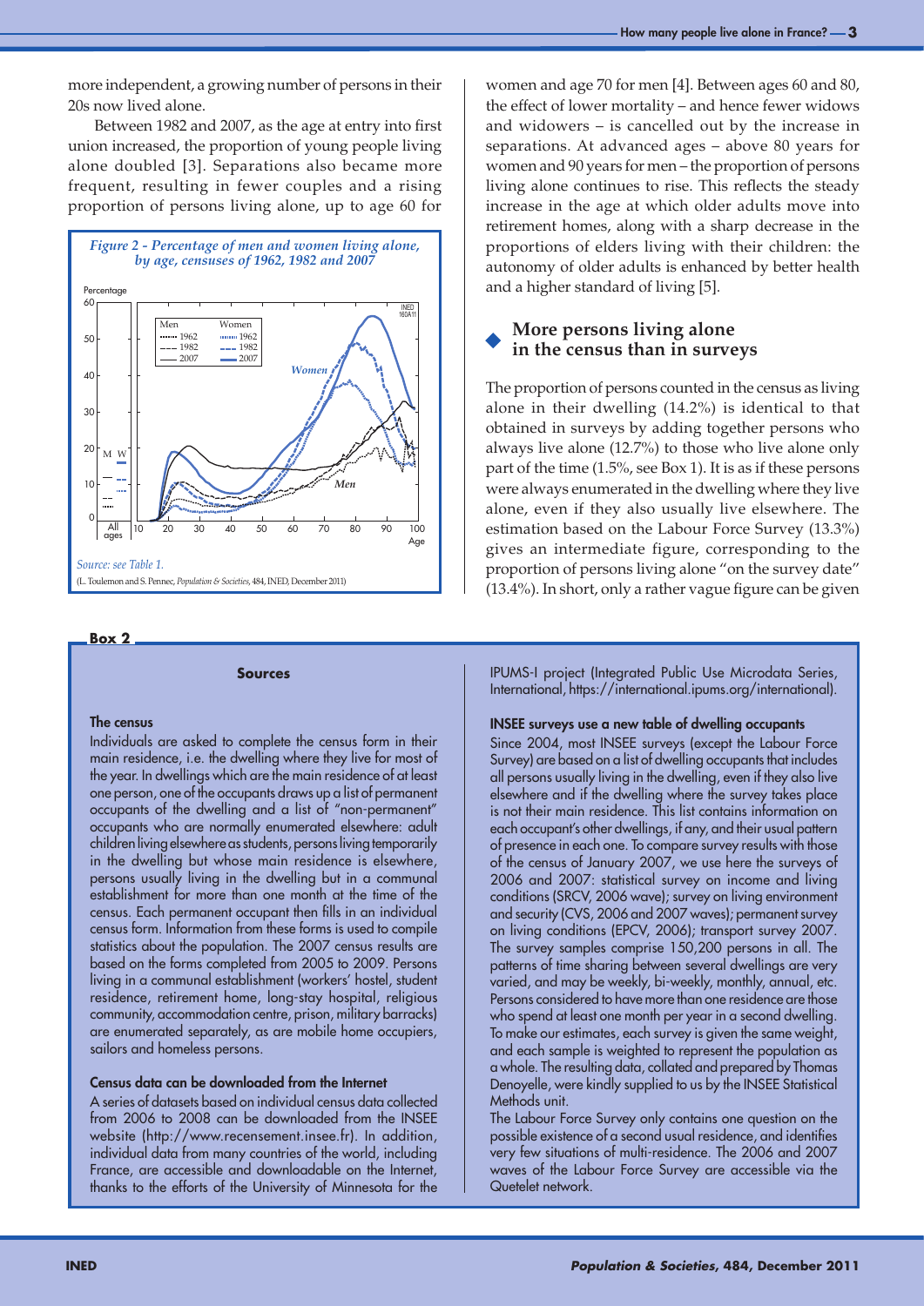more independent, a growing number of persons in their 20s now lived alone.

Between 1982 and 2007, as the age at entry into first union increased, the proportion of young people living alone doubled [3]. Separations also became more frequent, resulting in fewer couples and a rising proportion of persons living alone, up to age 60 for women and age 70 for men [4]. Between ages 60 and 80, the effect of lower mortality – and hence fewer widows and widowers – is cancelled out by the increase in separations. At advanced ages – above 80 years for women and 90 years for men – the proportion of persons living alone continues to rise. This reflects the steady increase in the age at which older adults move into retirement homes, along with a sharp decrease in the proportions of elders living with their children: the autonomy of older adults is enhanced by better health and a higher standard of living [5].

*Figure 2 - Percentage of men and women living alone, by age, censuses of 1962, 1982 and 2007*

*Source: see Table 1.*

(L. Toulemon and S. Pennec, *Population & Societies*, 484, INED, December 2011)

## More persons living alone in the census than in surveys

The proportion of persons counted in the census as living alone in their dwelling (14.2%) is identical to that obtained in surveys by adding together persons who always live alone (12.7%) to those who live alone only part of the time (1.5%, see Box 1). It is as if these persons were always enumerated in the dwelling where they live alone, even if they also usually live elsewhere. The estimation based on the Labour Force Survey (13.3%) gives an intermediate figure, corresponding to the proportion of persons living alone "on the survey date" (13.4%). In short, only a rather vague figure can be given

**Box 2**

### Sources

**The census**

Individuals are asked to complete the census form in their main residence, i.e. the dwelling where they live for most of the year. In dwellings which are the main residence of at least one person, one of the occupants draws up a list of permanent occupants of the dwelling and a list of "non-permanent" occupants who are normally enumerated elsewhere: adult children living elsewhere as students, persons living temporarily in the dwelling but whose main residence is elsewhere, persons usually living in the dwelling but in a communal establishment for more than one month at the time of the census. Each permanent occupant then fills in an individual census form. Information from these forms is used to compile statistics about the population. The 2007 census results are based on the forms completed from 2005 to 2009. Persons living in a communal establishment (workers' hostel, student residence, retirement home, long-stay hospital, religious community, accommodation centre, prison, military barracks) are enumerated separately, as are mobile home occupiers, sailors and homeless persons.

**Census data can be downloaded from the Internet**

A series of datasets based on individual census data collected from 2006 to 2008 can be downloaded from the INSEE website (http://www.recensement.insee.fr). In addition, individual data from many countries of the world, including France, are accessible and downloadable on the Internet, thanks to the efforts of the University of Minnesota for the IPUMS-I project (Integrated Public Use Microdata Series, International, https://international.ipums.org/international).

**INSEE surveys use a new table of dwelling occupants**

Since 2004, most INSEE surveys (except the Labour Force Survey) are based on a list of dwelling occupants that includes all persons usually living in the dwelling, even if they also live elsewhere and if the dwelling where the survey takes place is not their main residence. This list contains information on each occupant's other dwellings, if any, and their usual pattern of presence in each one. To compare survey results with those of the census of January 2007, we use here the surveys of 2006 and 2007: statistical survey on income and living conditions (SRCV, 2006 wave); survey on living environment and security (CVS, 2006 and 2007 waves); permanent survey on living conditions (EPCV, 2006); transport survey 2007. The survey samples comprise 150,200 persons in all. The patterns of time sharing between several dwellings are very varied, and may be weekly, bi-weekly, monthly, annual, etc. Persons considered to have more than one residence are those who spend at least one month per year in a second dwelling. To make our estimates, each survey is given the same weight, and each sample is weighted to represent the population as a whole. The resulting data, collated and prepared by Thomas Denoyelle, were kindly supplied to us by the INSEE Statistical Methods unit.

The Labour Force Survey only contains one question on the possible existence of a second usual residence, and identifies very few situations of multi-residence. The 2006 and 2007 waves of the Labour Force Survey are accessible via the Quetelet network.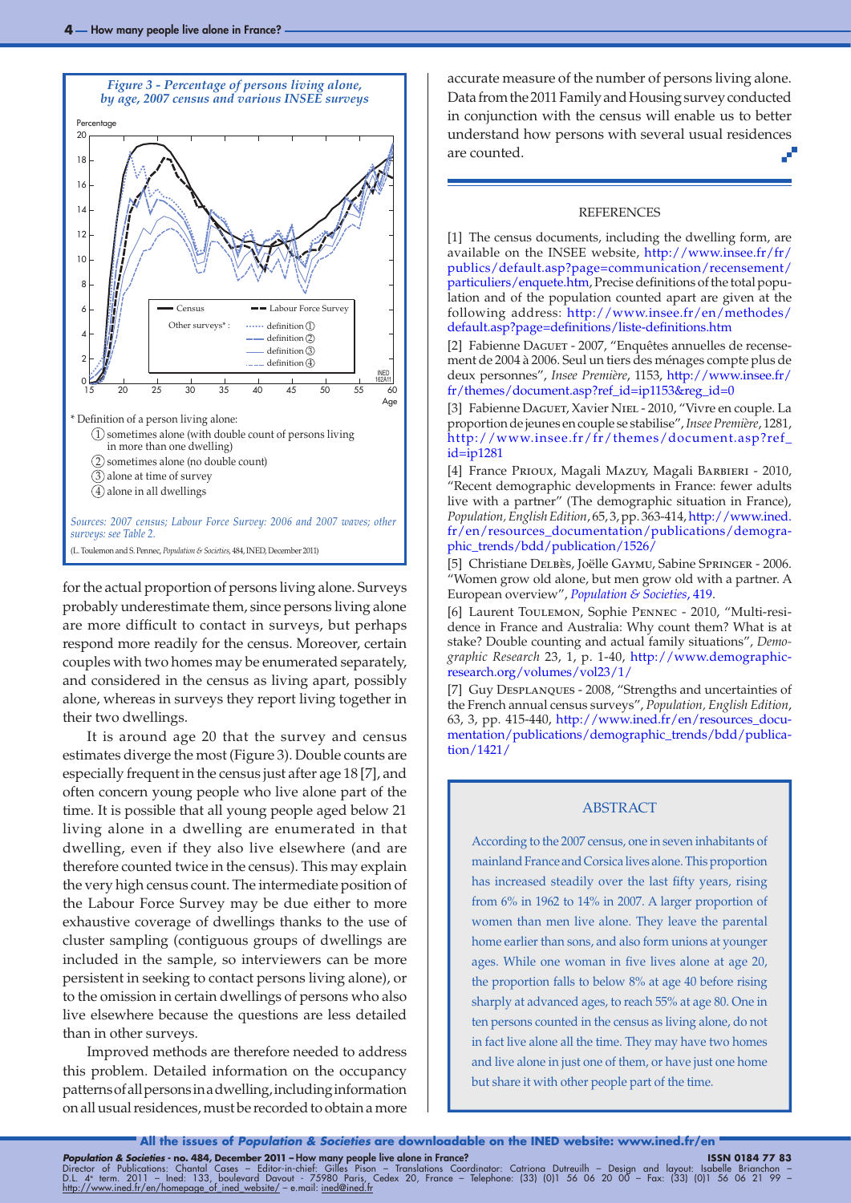*Figure 3 - Percentage of persons living alone, by age, 2007 census and various INSEE surveys*

Percentage

20
18
16
14
12
10
8
6
4
2
0

15 20 25 30 35 40 45 50 55 60

Age

Census
Labour Force Survey
Other surveys* :
definition ①
definition ②
definition ③
definition ④

INED 162A11

\* Definition of a person living alone:

① sometimes alone (with double count of persons living in more than one dwelling)
② sometimes alone (no double count)
③ alone at time of survey
④ alone in all dwellings

*Sources: 2007 census; Labour Force Survey: 2006 and 2007 waves; other surveys: see Table 2.*

(L. Toulemon and S. Pennec, *Population & Societies*, 484, INED, December 2011)

for the actual proportion of persons living alone. Surveys probably underestimate them, since persons living alone are more difficult to contact in surveys, but perhaps respond more readily for the census. Moreover, certain couples with two homes may be enumerated separately, and considered in the census as living apart, possibly alone, whereas in surveys they report living together in their two dwellings.

It is around age 20 that the survey and census estimates diverge the most (Figure 3). Double counts are especially frequent in the census just after age 18 [7], and often concern young people who live alone part of the time. It is possible that all young people aged below 21 living alone in a dwelling are enumerated in that dwelling, even if they also live elsewhere (and are therefore counted twice in the census). This may explain the very high census count. The intermediate position of the Labour Force Survey may be due either to more exhaustive coverage of dwellings thanks to the use of cluster sampling (contiguous groups of dwellings are included in the sample, so interviewers can be more persistent in seeking to contact persons living alone), or to the omission in certain dwellings of persons who also live elsewhere because the questions are less detailed than in other surveys.

Improved methods are therefore needed to address this problem. Detailed information on the occupancy patterns of all persons in a dwelling, including information on all usual residences, must be recorded to obtain a more accurate measure of the number of persons living alone. Data from the 2011 Family and Housing survey conducted in conjunction with the census will enable us to better understand how persons with several usual residences are counted.

## REFERENCES

[1] The census documents, including the dwelling form, are available on the INSEE website, http://www.insee.fr/fr/publics/default.asp?page=communication/recensement/particuliers/enquete.htm, Precise definitions of the total population and of the population counted apart are given at the following address: http://www.insee.fr/en/methodes/default.asp?page=definitions/liste-definitions.htm

[2] Fabienne Daguet - 2007, "Enquêtes annuelles de recensement de 2004 à 2006. Seul un tiers des ménages compte plus de deux personnes", *Insee Première*, 1153, http://www.insee.fr/fr/themes/document.asp?ref_id=ip1153&reg_id=0

[3] Fabienne Daguet, Xavier Niel - 2010, "Vivre en couple. La proportion de jeunes en couple se stabilise", *Insee Première*, 1281, http://www.insee.fr/fr/themes/document.asp?ref_id=ip1281

[4] France Prioux, Magali Mazuy, Magali Barbieri - 2010, "Recent demographic developments in France: fewer adults live with a partner" (The demographic situation in France), *Population, English Edition*, 65, 3, pp. 363-414, http://www.ined.fr/en/resources_documentation/publications/demographic_trends/bdd/publication/1526/

[5] Christiane Delbès, Joëlle Gaymu, Sabine Springer - 2006. "Women grow old alone, but men grow old with a partner. A European overview", *Population & Societies*, 419.

[6] Laurent Toulemon, Sophie Pennec - 2010, "Multi-residence in France and Australia: Why count them? What is at stake? Double counting and actual family situations", *Demographic Research* 23, 1, p. 1-40, http://www.demographic-research.org/volumes/vol23/1/

[7] Guy Desplanques - 2008, "Strengths and uncertainties of the French annual census surveys", *Population, English Edition*, 63, 3, pp. 415-440, http://www.ined.fr/en/resources_documentation/publications/demographic_trends/bdd/publication/1421/

## ABSTRACT

According to the 2007 census, one in seven inhabitants of mainland France and Corsica lives alone. This proportion has increased steadily over the last fifty years, rising from 6% in 1962 to 14% in 2007. A larger proportion of women than men live alone. They leave the parental home earlier than sons, and also form unions at younger ages. While one woman in five lives alone at age 20, the proportion falls to below 8% at age 40 before rising sharply at advanced ages, to reach 55% at age 80. One in ten persons counted in the census as living alone, do not in fact live alone all the time. They may have two homes and live alone in just one of them, or have just one home but share it with other people part of the time.

**All the issues of *Population & Societies* are downloadable on the INED website: www.ined.fr/en**

***Population & Societies* - no. 484, December 2011 – How many people live alone in France?** **ISSN 0184 77 83**

Director of Publications: Chantal Cases – Editor-in-chief: Gilles Pison – Translations Coordinator: Catriona Dutreuilh – Design and layout: Isabelle Brianchon – D.L. 4e term. 2011 – Ined: 133, boulevard Davout - 75980 Paris, Cedex 20, France – Telephone: (33) (0)1 56 06 20 00 – Fax: (33) (0)1 56 06 21 99 – http://www.ined.fr/en/homepage_of_ined_website/ – e.mail: ined@ined.fr